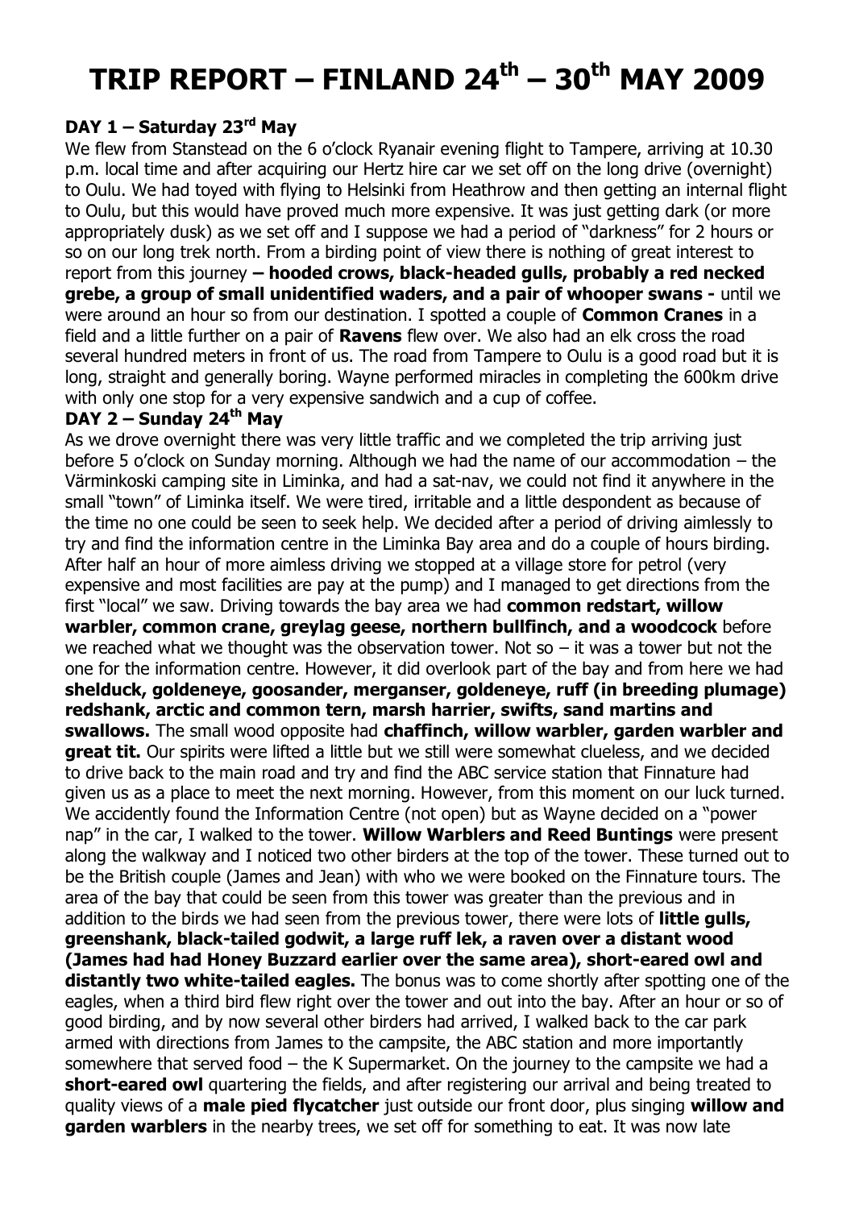# TRIP REPORT – FINLAND 24th – 30th MAY 2009

## DAY 1 – Saturday 23rd May

We flew from Stanstead on the 6 o'clock Ryanair evening flight to Tampere, arriving at 10.30 p.m. local time and after acquiring our Hertz hire car we set off on the long drive (overnight) to Oulu. We had toyed with flying to Helsinki from Heathrow and then getting an internal flight to Oulu, but this would have proved much more expensive. It was just getting dark (or more appropriately dusk) as we set off and I suppose we had a period of "darkness" for 2 hours or so on our long trek north. From a birding point of view there is nothing of great interest to report from this journey **– hooded crows, black-headed gulls, probably a red necked grebe, a group of small unidentified waders, and a pair of whooper swans -** until we were around an hour so from our destination. I spotted a couple of **Common Cranes** in a field and a little further on a pair of **Ravens** flew over. We also had an elk cross the road several hundred meters in front of us. The road from Tampere to Oulu is a good road but it is long, straight and generally boring. Wayne performed miracles in completing the 600km drive with only one stop for a very expensive sandwich and a cup of coffee.

## DAY 2 – Sunday 24th May

As we drove overnight there was very little traffic and we completed the trip arriving just before 5 o'clock on Sunday morning. Although we had the name of our accommodation – the Värminkoski camping site in Liminka, and had a sat-nav, we could not find it anywhere in the small "town" of Liminka itself. We were tired, irritable and a little despondent as because of the time no one could be seen to seek help. We decided after a period of driving aimlessly to try and find the information centre in the Liminka Bay area and do a couple of hours birding. After half an hour of more aimless driving we stopped at a village store for petrol (very expensive and most facilities are pay at the pump) and I managed to get directions from the first "local" we saw. Driving towards the bay area we had **common redstart, willow warbler, common crane, greylag geese, northern bullfinch, and a woodcock** before we reached what we thought was the observation tower. Not so – it was a tower but not the one for the information centre. However, it did overlook part of the bay and from here we had **shelduck, goldeneye, goosander, merganser, goldeneye, ruff (in breeding plumage) redshank, arctic and common tern, marsh harrier, swifts, sand martins and swallows.** The small wood opposite had **chaffinch, willow warbler, garden warbler and great tit.** Our spirits were lifted a little but we still were somewhat clueless, and we decided to drive back to the main road and try and find the ABC service station that Finnature had given us as a place to meet the next morning. However, from this moment on our luck turned. We accidently found the Information Centre (not open) but as Wayne decided on a "power nap" in the car, I walked to the tower. **Willow Warblers and Reed Buntings** were present along the walkway and I noticed two other birders at the top of the tower. These turned out to be the British couple (James and Jean) with who we were booked on the Finnature tours. The area of the bay that could be seen from this tower was greater than the previous and in addition to the birds we had seen from the previous tower, there were lots of **little gulls, greenshank, black-tailed godwit, a large ruff lek, a raven over a distant wood (James had had Honey Buzzard earlier over the same area), short-eared owl and distantly two white-tailed eagles.** The bonus was to come shortly after spotting one of the eagles, when a third bird flew right over the tower and out into the bay. After an hour or so of good birding, and by now several other birders had arrived, I walked back to the car park armed with directions from James to the campsite, the ABC station and more importantly somewhere that served food – the K Supermarket. On the journey to the campsite we had a **short-eared owl** quartering the fields, and after registering our arrival and being treated to quality views of a **male pied flycatcher** just outside our front door, plus singing **willow and garden warblers** in the nearby trees, we set off for something to eat. It was now late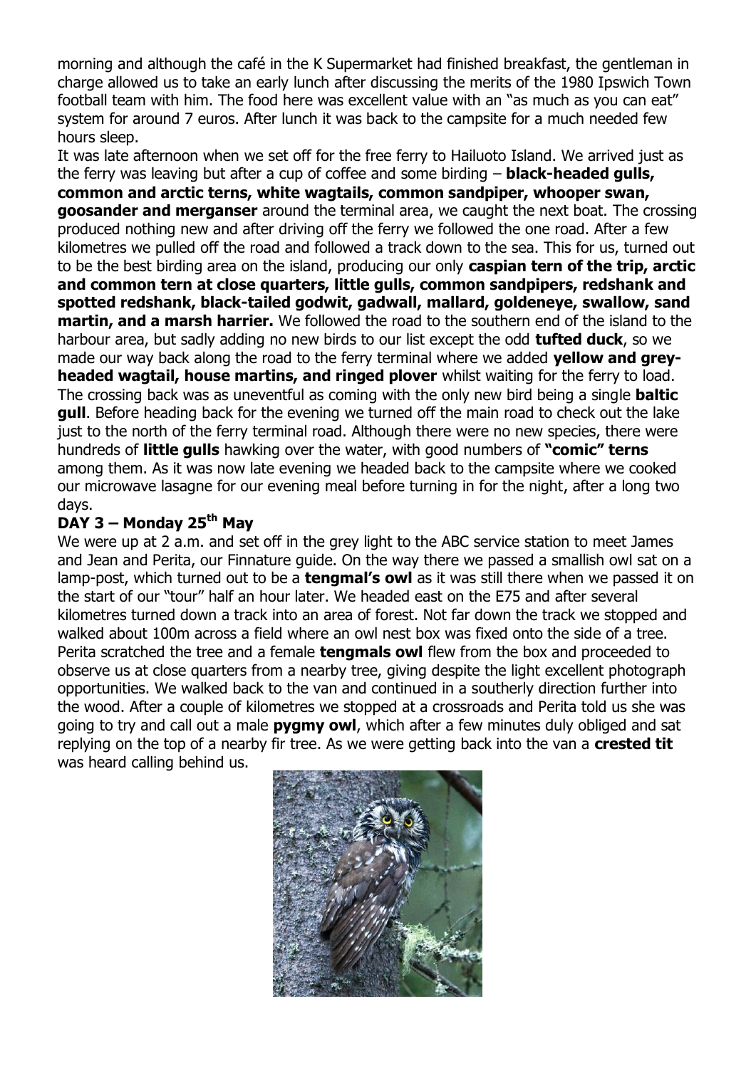morning and although the café in the K Supermarket had finished breakfast, the gentleman in charge allowed us to take an early lunch after discussing the merits of the 1980 Ipswich Town football team with him. The food here was excellent value with an "as much as you can eat" system for around 7 euros. After lunch it was back to the campsite for a much needed few hours sleep.

It was late afternoon when we set off for the free ferry to Hailuoto Island. We arrived just as the ferry was leaving but after a cup of coffee and some birding – **black-headed gulls, common and arctic terns, white wagtails, common sandpiper, whooper swan, goosander and merganser** around the terminal area, we caught the next boat. The crossing produced nothing new and after driving off the ferry we followed the one road. After a few kilometres we pulled off the road and followed a track down to the sea. This for us, turned out to be the best birding area on the island, producing our only **caspian tern of the trip, arctic and common tern at close quarters, little gulls, common sandpipers, redshank and spotted redshank, black-tailed godwit, gadwall, mallard, goldeneye, swallow, sand martin, and a marsh harrier.** We followed the road to the southern end of the island to the harbour area, but sadly adding no new birds to our list except the odd **tufted duck**, so we made our way back along the road to the ferry terminal where we added **yellow and grey-headed wagtail, house martins, and ringed plover** whilst waiting for the ferry to load. The crossing back was as uneventful as coming with the only new bird being a single **baltic gull**. Before heading back for the evening we turned off the main road to check out the lake just to the north of the ferry terminal road. Although there were no new species, there were hundreds of **little gulls** hawking over the water, with good numbers of **"comic" terns** among them. As it was now late evening we headed back to the campsite where we cooked our microwave lasagne for our evening meal before turning in for the night, after a long two days.

## DAY 3 – Monday 25th May

We were up at 2 a.m. and set off in the grey light to the ABC service station to meet James and Jean and Perita, our Finnature guide. On the way there we passed a smallish owl sat on a lamp-post, which turned out to be a **tengmal's owl** as it was still there when we passed it on the start of our "tour" half an hour later. We headed east on the E75 and after several kilometres turned down a track into an area of forest. Not far down the track we stopped and walked about 100m across a field where an owl nest box was fixed onto the side of a tree. Perita scratched the tree and a female **tengmals owl** flew from the box and proceeded to observe us at close quarters from a nearby tree, giving despite the light excellent photograph opportunities. We walked back to the van and continued in a southerly direction further into the wood. After a couple of kilometres we stopped at a crossroads and Perita told us she was going to try and call out a male **pygmy owl**, which after a few minutes duly obliged and sat replying on the top of a nearby fir tree. As we were getting back into the van a **crested tit** was heard calling behind us.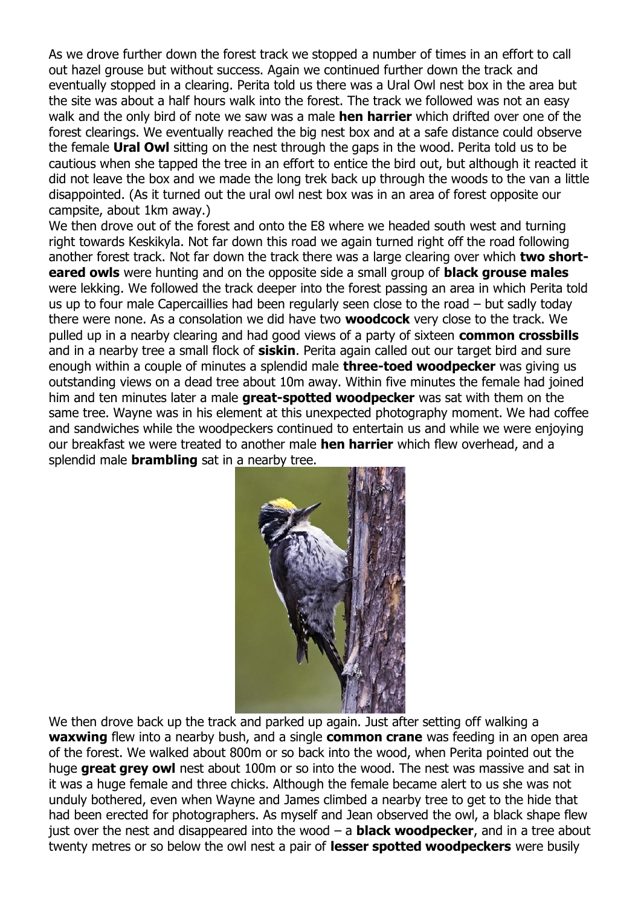As we drove further down the forest track we stopped a number of times in an effort to call out hazel grouse but without success. Again we continued further down the track and eventually stopped in a clearing. Perita told us there was a Ural Owl nest box in the area but the site was about a half hours walk into the forest. The track we followed was not an easy walk and the only bird of note we saw was a male **hen harrier** which drifted over one of the forest clearings. We eventually reached the big nest box and at a safe distance could observe the female **Ural Owl** sitting on the nest through the gaps in the wood. Perita told us to be cautious when she tapped the tree in an effort to entice the bird out, but although it reacted it did not leave the box and we made the long trek back up through the woods to the van a little disappointed. (As it turned out the ural owl nest box was in an area of forest opposite our campsite, about 1km away.)

We then drove out of the forest and onto the E8 where we headed south west and turning right towards Keskikyla. Not far down this road we again turned right off the road following another forest track. Not far down the track there was a large clearing over which **two short-eared owls** were hunting and on the opposite side a small group of **black grouse males** were lekking. We followed the track deeper into the forest passing an area in which Perita told us up to four male Capercaillies had been regularly seen close to the road – but sadly today there were none. As a consolation we did have two **woodcock** very close to the track. We pulled up in a nearby clearing and had good views of a party of sixteen **common crossbills** and in a nearby tree a small flock of **siskin**. Perita again called out our target bird and sure enough within a couple of minutes a splendid male **three-toed woodpecker** was giving us outstanding views on a dead tree about 10m away. Within five minutes the female had joined him and ten minutes later a male **great-spotted woodpecker** was sat with them on the same tree. Wayne was in his element at this unexpected photography moment. We had coffee and sandwiches while the woodpeckers continued to entertain us and while we were enjoying our breakfast we were treated to another male **hen harrier** which flew overhead, and a splendid male **brambling** sat in a nearby tree.

We then drove back up the track and parked up again. Just after setting off walking a **waxwing** flew into a nearby bush, and a single **common crane** was feeding in an open area of the forest. We walked about 800m or so back into the wood, when Perita pointed out the huge **great grey owl** nest about 100m or so into the wood. The nest was massive and sat in it was a huge female and three chicks. Although the female became alert to us she was not unduly bothered, even when Wayne and James climbed a nearby tree to get to the hide that had been erected for photographers. As myself and Jean observed the owl, a black shape flew just over the nest and disappeared into the wood – a **black woodpecker**, and in a tree about twenty metres or so below the owl nest a pair of **lesser spotted woodpeckers** were busily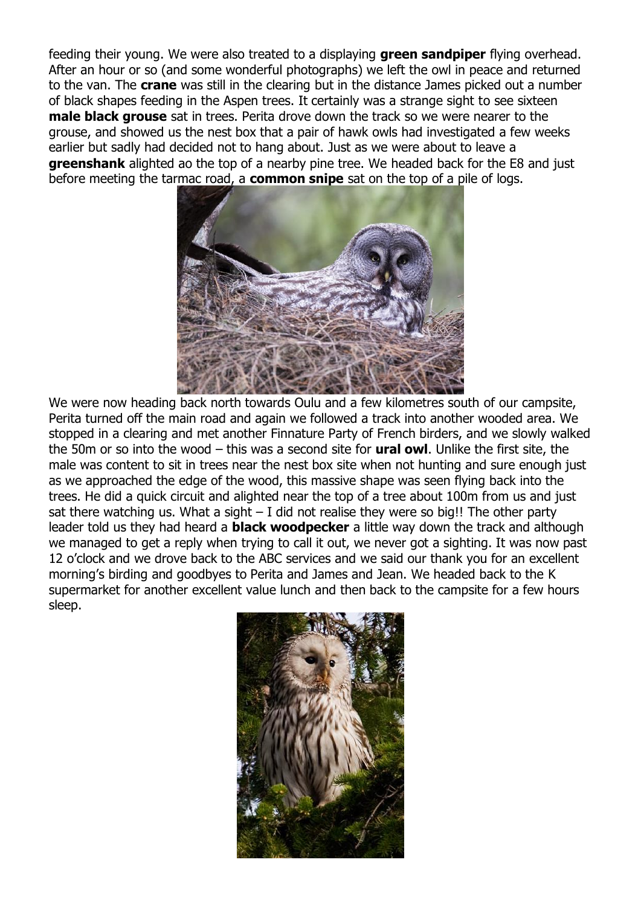feeding their young. We were also treated to a displaying **green sandpiper** flying overhead. After an hour or so (and some wonderful photographs) we left the owl in peace and returned to the van. The **crane** was still in the clearing but in the distance James picked out a number of black shapes feeding in the Aspen trees. It certainly was a strange sight to see sixteen **male black grouse** sat in trees. Perita drove down the track so we were nearer to the grouse, and showed us the nest box that a pair of hawk owls had investigated a few weeks earlier but sadly had decided not to hang about. Just as we were about to leave a **greenshank** alighted ao the top of a nearby pine tree. We headed back for the E8 and just before meeting the tarmac road, a **common snipe** sat on the top of a pile of logs.

We were now heading back north towards Oulu and a few kilometres south of our campsite, Perita turned off the main road and again we followed a track into another wooded area. We stopped in a clearing and met another Finnature Party of French birders, and we slowly walked the 50m or so into the wood – this was a second site for **ural owl**. Unlike the first site, the male was content to sit in trees near the nest box site when not hunting and sure enough just as we approached the edge of the wood, this massive shape was seen flying back into the trees. He did a quick circuit and alighted near the top of a tree about 100m from us and just sat there watching us. What a sight – I did not realise they were so big!! The other party leader told us they had heard a **black woodpecker** a little way down the track and although we managed to get a reply when trying to call it out, we never got a sighting. It was now past 12 o'clock and we drove back to the ABC services and we said our thank you for an excellent morning's birding and goodbyes to Perita and James and Jean. We headed back to the K supermarket for another excellent value lunch and then back to the campsite for a few hours sleep.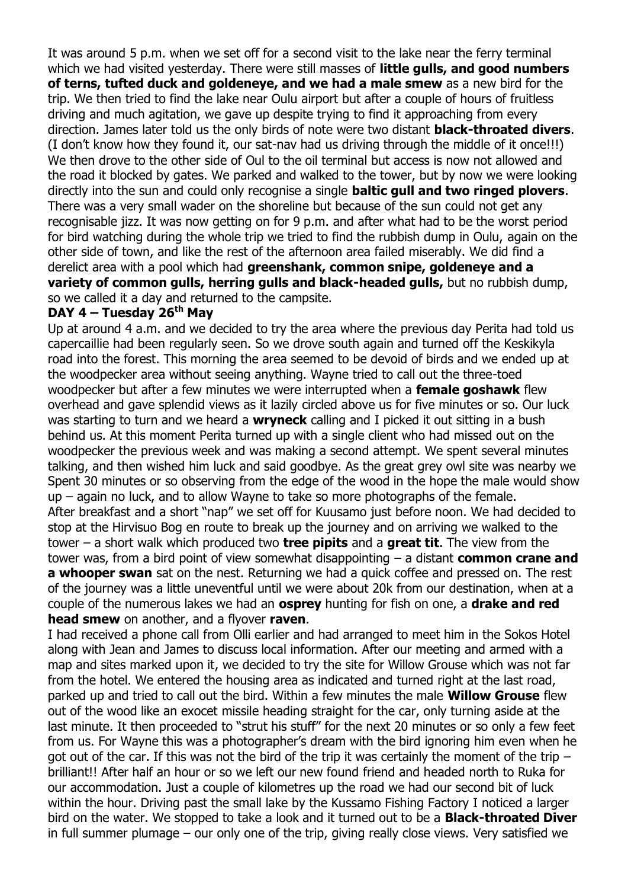It was around 5 p.m. when we set off for a second visit to the lake near the ferry terminal which we had visited yesterday. There were still masses of **little gulls, and good numbers of terns, tufted duck and goldeneye, and we had a male smew** as a new bird for the trip. We then tried to find the lake near Oulu airport but after a couple of hours of fruitless driving and much agitation, we gave up despite trying to find it approaching from every direction. James later told us the only birds of note were two distant **black-throated divers**. (I don't know how they found it, our sat-nav had us driving through the middle of it once!!!) We then drove to the other side of Oul to the oil terminal but access is now not allowed and the road it blocked by gates. We parked and walked to the tower, but by now we were looking directly into the sun and could only recognise a single **baltic gull and two ringed plovers**. There was a very small wader on the shoreline but because of the sun could not get any recognisable jizz. It was now getting on for 9 p.m. and after what had to be the worst period for bird watching during the whole trip we tried to find the rubbish dump in Oulu, again on the other side of town, and like the rest of the afternoon area failed miserably. We did find a derelict area with a pool which had **greenshank, common snipe, goldeneye and a variety of common gulls, herring gulls and black-headed gulls,** but no rubbish dump, so we called it a day and returned to the campsite.

**DAY 4 – Tuesday 26th May**

Up at around 4 a.m. and we decided to try the area where the previous day Perita had told us capercaillie had been regularly seen. So we drove south again and turned off the Keskikyla road into the forest. This morning the area seemed to be devoid of birds and we ended up at the woodpecker area without seeing anything. Wayne tried to call out the three-toed woodpecker but after a few minutes we were interrupted when a **female goshawk** flew overhead and gave splendid views as it lazily circled above us for five minutes or so. Our luck was starting to turn and we heard a **wryneck** calling and I picked it out sitting in a bush behind us. At this moment Perita turned up with a single client who had missed out on the woodpecker the previous week and was making a second attempt. We spent several minutes talking, and then wished him luck and said goodbye. As the great grey owl site was nearby we Spent 30 minutes or so observing from the edge of the wood in the hope the male would show up – again no luck, and to allow Wayne to take so more photographs of the female.

After breakfast and a short "nap" we set off for Kuusamo just before noon. We had decided to stop at the Hirvisuo Bog en route to break up the journey and on arriving we walked to the tower – a short walk which produced two **tree pipits** and a **great tit**. The view from the tower was, from a bird point of view somewhat disappointing – a distant **common crane and a whooper swan** sat on the nest. Returning we had a quick coffee and pressed on. The rest of the journey was a little uneventful until we were about 20k from our destination, when at a couple of the numerous lakes we had an **osprey** hunting for fish on one, a **drake and red head smew** on another, and a flyover **raven**.

I had received a phone call from Olli earlier and had arranged to meet him in the Sokos Hotel along with Jean and James to discuss local information. After our meeting and armed with a map and sites marked upon it, we decided to try the site for Willow Grouse which was not far from the hotel. We entered the housing area as indicated and turned right at the last road, parked up and tried to call out the bird. Within a few minutes the male **Willow Grouse** flew out of the wood like an exocet missile heading straight for the car, only turning aside at the last minute. It then proceeded to "strut his stuff" for the next 20 minutes or so only a few feet from us. For Wayne this was a photographer's dream with the bird ignoring him even when he got out of the car. If this was not the bird of the trip it was certainly the moment of the trip – brilliant!! After half an hour or so we left our new found friend and headed north to Ruka for our accommodation. Just a couple of kilometres up the road we had our second bit of luck within the hour. Driving past the small lake by the Kussamo Fishing Factory I noticed a larger bird on the water. We stopped to take a look and it turned out to be a **Black-throated Diver** in full summer plumage – our only one of the trip, giving really close views. Very satisfied we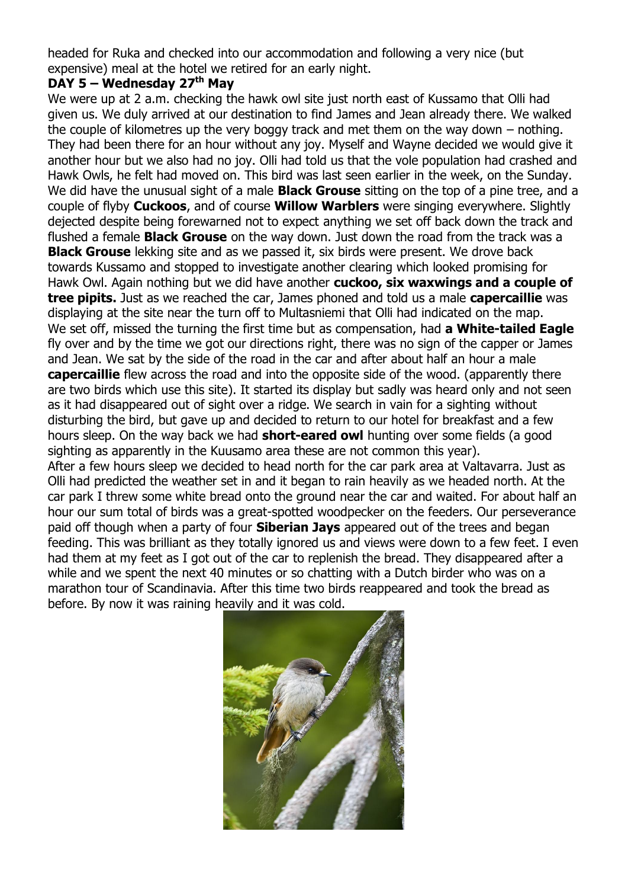headed for Ruka and checked into our accommodation and following a very nice (but expensive) meal at the hotel we retired for an early night.

**DAY 5 – Wednesday 27th May**

We were up at 2 a.m. checking the hawk owl site just north east of Kussamo that Olli had given us. We duly arrived at our destination to find James and Jean already there. We walked the couple of kilometres up the very boggy track and met them on the way down – nothing. They had been there for an hour without any joy. Myself and Wayne decided we would give it another hour but we also had no joy. Olli had told us that the vole population had crashed and Hawk Owls, he felt had moved on. This bird was last seen earlier in the week, on the Sunday. We did have the unusual sight of a male **Black Grouse** sitting on the top of a pine tree, and a couple of flyby **Cuckoos**, and of course **Willow Warblers** were singing everywhere. Slightly dejected despite being forewarned not to expect anything we set off back down the track and flushed a female **Black Grouse** on the way down. Just down the road from the track was a **Black Grouse** lekking site and as we passed it, six birds were present. We drove back towards Kussamo and stopped to investigate another clearing which looked promising for Hawk Owl. Again nothing but we did have another **cuckoo, six waxwings and a couple of tree pipits.** Just as we reached the car, James phoned and told us a male **capercaillie** was displaying at the site near the turn off to Multasniemi that Olli had indicated on the map. We set off, missed the turning the first time but as compensation, had **a White-tailed Eagle** fly over and by the time we got our directions right, there was no sign of the capper or James and Jean. We sat by the side of the road in the car and after about half an hour a male **capercaillie** flew across the road and into the opposite side of the wood. (apparently there are two birds which use this site). It started its display but sadly was heard only and not seen as it had disappeared out of sight over a ridge. We search in vain for a sighting without disturbing the bird, but gave up and decided to return to our hotel for breakfast and a few hours sleep. On the way back we had **short-eared owl** hunting over some fields (a good sighting as apparently in the Kuusamo area these are not common this year).

After a few hours sleep we decided to head north for the car park area at Valtavarra. Just as Olli had predicted the weather set in and it began to rain heavily as we headed north. At the car park I threw some white bread onto the ground near the car and waited. For about half an hour our sum total of birds was a great-spotted woodpecker on the feeders. Our perseverance paid off though when a party of four **Siberian Jays** appeared out of the trees and began feeding. This was brilliant as they totally ignored us and views were down to a few feet. I even had them at my feet as I got out of the car to replenish the bread. They disappeared after a while and we spent the next 40 minutes or so chatting with a Dutch birder who was on a marathon tour of Scandinavia. After this time two birds reappeared and took the bread as before. By now it was raining heavily and it was cold.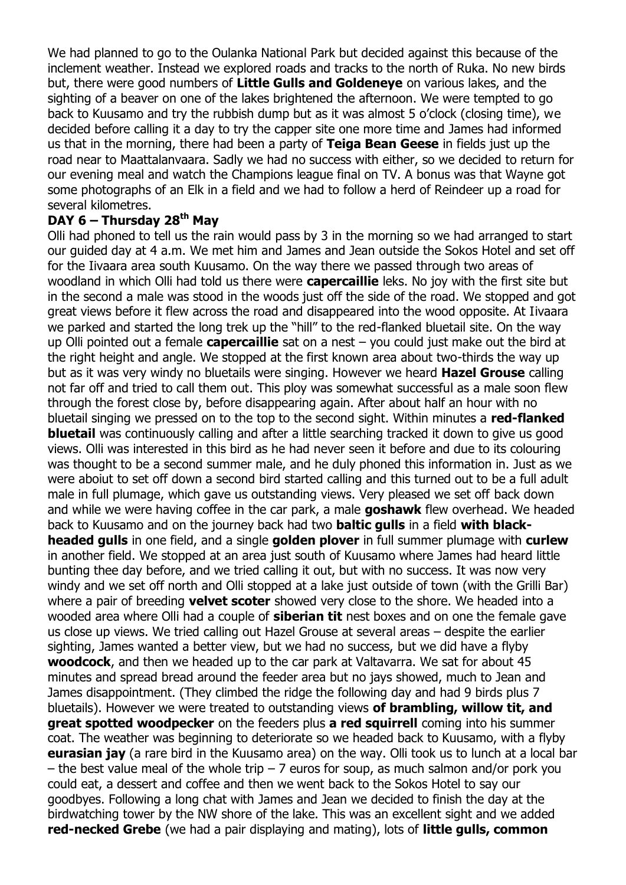We had planned to go to the Oulanka National Park but decided against this because of the inclement weather. Instead we explored roads and tracks to the north of Ruka. No new birds but, there were good numbers of **Little Gulls and Goldeneye** on various lakes, and the sighting of a beaver on one of the lakes brightened the afternoon. We were tempted to go back to Kuusamo and try the rubbish dump but as it was almost 5 o'clock (closing time), we decided before calling it a day to try the capper site one more time and James had informed us that in the morning, there had been a party of **Teiga Bean Geese** in fields just up the road near to Maattalanvaara. Sadly we had no success with either, so we decided to return for our evening meal and watch the Champions league final on TV. A bonus was that Wayne got some photographs of an Elk in a field and we had to follow a herd of Reindeer up a road for several kilometres.

## DAY 6 – Thursday 28th May

Olli had phoned to tell us the rain would pass by 3 in the morning so we had arranged to start our guided day at 4 a.m. We met him and James and Jean outside the Sokos Hotel and set off for the Iivaara area south Kuusamo. On the way there we passed through two areas of woodland in which Olli had told us there were **capercaillie** leks. No joy with the first site but in the second a male was stood in the woods just off the side of the road. We stopped and got great views before it flew across the road and disappeared into the wood opposite. At Iivaara we parked and started the long trek up the "hill" to the red-flanked bluetail site. On the way up Olli pointed out a female **capercaillie** sat on a nest – you could just make out the bird at the right height and angle. We stopped at the first known area about two-thirds the way up but as it was very windy no bluetails were singing. However we heard **Hazel Grouse** calling not far off and tried to call them out. This ploy was somewhat successful as a male soon flew through the forest close by, before disappearing again. After about half an hour with no bluetail singing we pressed on to the top to the second sight. Within minutes a **red-flanked bluetail** was continuously calling and after a little searching tracked it down to give us good views. Olli was interested in this bird as he had never seen it before and due to its colouring was thought to be a second summer male, and he duly phoned this information in. Just as we were aboiut to set off down a second bird started calling and this turned out to be a full adult male in full plumage, which gave us outstanding views. Very pleased we set off back down and while we were having coffee in the car park, a male **goshawk** flew overhead. We headed back to Kuusamo and on the journey back had two **baltic gulls** in a field **with black-headed gulls** in one field, and a single **golden plover** in full summer plumage with **curlew** in another field. We stopped at an area just south of Kuusamo where James had heard little bunting thee day before, and we tried calling it out, but with no success. It was now very windy and we set off north and Olli stopped at a lake just outside of town (with the Grilli Bar) where a pair of breeding **velvet scoter** showed very close to the shore. We headed into a wooded area where Olli had a couple of **siberian tit** nest boxes and on one the female gave us close up views. We tried calling out Hazel Grouse at several areas – despite the earlier sighting, James wanted a better view, but we had no success, but we did have a flyby **woodcock**, and then we headed up to the car park at Valtavarra. We sat for about 45 minutes and spread bread around the feeder area but no jays showed, much to Jean and James disappointment. (They climbed the ridge the following day and had 9 birds plus 7 bluetails). However we were treated to outstanding views **of brambling, willow tit, and great spotted woodpecker** on the feeders plus **a red squirrell** coming into his summer coat. The weather was beginning to deteriorate so we headed back to Kuusamo, with a flyby **eurasian jay** (a rare bird in the Kuusamo area) on the way. Olli took us to lunch at a local bar – the best value meal of the whole trip – 7 euros for soup, as much salmon and/or pork you could eat, a dessert and coffee and then we went back to the Sokos Hotel to say our goodbyes. Following a long chat with James and Jean we decided to finish the day at the birdwatching tower by the NW shore of the lake. This was an excellent sight and we added **red-necked Grebe** (we had a pair displaying and mating), lots of **little gulls, common**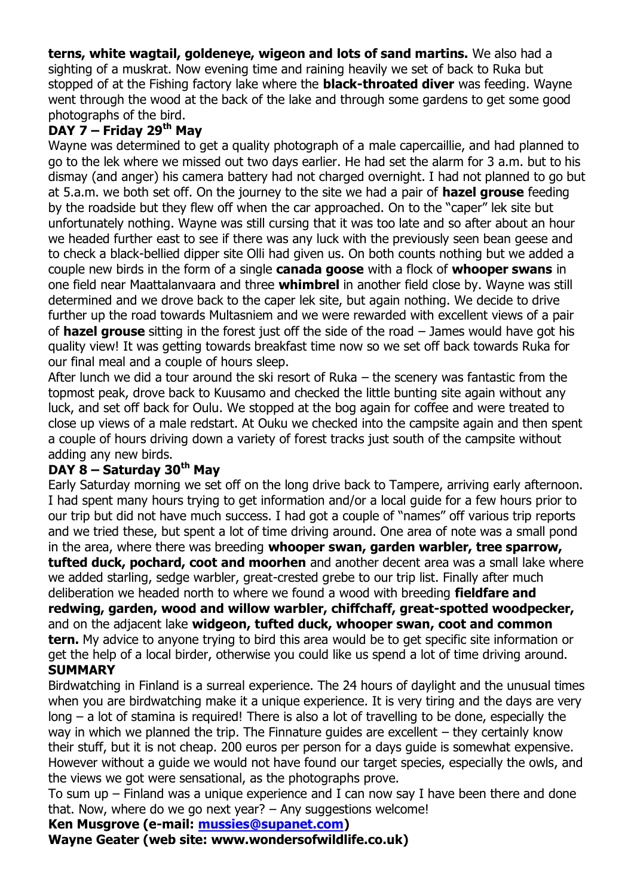**terns, white wagtail, goldeneye, wigeon and lots of sand martins.** We also had a sighting of a muskrat. Now evening time and raining heavily we set of back to Ruka but stopped of at the Fishing factory lake where the **black-throated diver** was feeding. Wayne went through the wood at the back of the lake and through some gardens to get some good photographs of the bird.

## DAY 7 – Friday 29th May

Wayne was determined to get a quality photograph of a male capercaillie, and had planned to go to the lek where we missed out two days earlier. He had set the alarm for 3 a.m. but to his dismay (and anger) his camera battery had not charged overnight. I had not planned to go but at 5.a.m. we both set off. On the journey to the site we had a pair of **hazel grouse** feeding by the roadside but they flew off when the car approached. On to the "caper" lek site but unfortunately nothing. Wayne was still cursing that it was too late and so after about an hour we headed further east to see if there was any luck with the previously seen bean geese and to check a black-bellied dipper site Olli had given us. On both counts nothing but we added a couple new birds in the form of a single **canada goose** with a flock of **whooper swans** in one field near Maattalanvaara and three **whimbrel** in another field close by. Wayne was still determined and we drove back to the caper lek site, but again nothing. We decide to drive further up the road towards Multasniem and we were rewarded with excellent views of a pair of **hazel grouse** sitting in the forest just off the side of the road – James would have got his quality view! It was getting towards breakfast time now so we set off back towards Ruka for our final meal and a couple of hours sleep.

After lunch we did a tour around the ski resort of Ruka – the scenery was fantastic from the topmost peak, drove back to Kuusamo and checked the little bunting site again without any luck, and set off back for Oulu. We stopped at the bog again for coffee and were treated to close up views of a male redstart. At Ouku we checked into the campsite again and then spent a couple of hours driving down a variety of forest tracks just south of the campsite without adding any new birds.

## DAY 8 – Saturday 30th May

Early Saturday morning we set off on the long drive back to Tampere, arriving early afternoon. I had spent many hours trying to get information and/or a local guide for a few hours prior to our trip but did not have much success. I had got a couple of "names" off various trip reports and we tried these, but spent a lot of time driving around. One area of note was a small pond in the area, where there was breeding **whooper swan, garden warbler, tree sparrow, tufted duck, pochard, coot and moorhen** and another decent area was a small lake where we added starling, sedge warbler, great-crested grebe to our trip list. Finally after much deliberation we headed north to where we found a wood with breeding **fieldfare and redwing, garden, wood and willow warbler, chiffchaff, great-spotted woodpecker,** and on the adjacent lake **widgeon, tufted duck, whooper swan, coot and common tern.** My advice to anyone trying to bird this area would be to get specific site information or get the help of a local birder, otherwise you could like us spend a lot of time driving around.

## SUMMARY

Birdwatching in Finland is a surreal experience. The 24 hours of daylight and the unusual times when you are birdwatching make it a unique experience. It is very tiring and the days are very long – a lot of stamina is required! There is also a lot of travelling to be done, especially the way in which we planned the trip. The Finnature guides are excellent – they certainly know their stuff, but it is not cheap. 200 euros per person for a days guide is somewhat expensive. However without a guide we would not have found our target species, especially the owls, and the views we got were sensational, as the photographs prove.

To sum up – Finland was a unique experience and I can now say I have been there and done that. Now, where do we go next year? – Any suggestions welcome!

**Ken Musgrove (e-mail: mussies@supanet.com)**
**Wayne Geater (web site: www.wondersofwildlife.co.uk)**